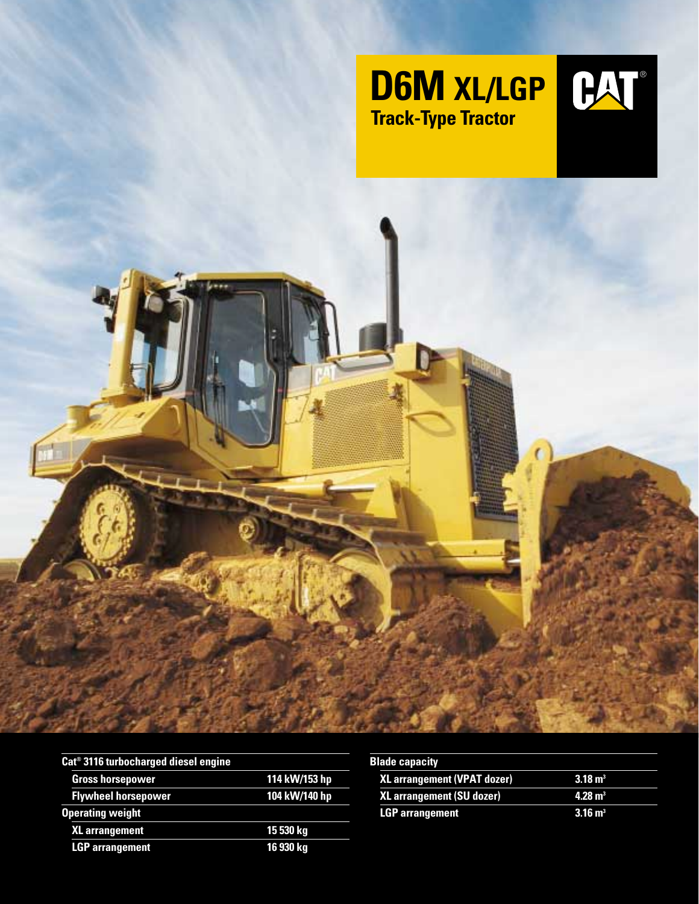# D6M XL/LGP

## Track-Type Tractor

| Cat® 3116 turbocharged diesel engine | |
|---|---|
| Gross horsepower | 114 kW/153 hp |
| Flywheel horsepower | 104 kW/140 hp |
| **Operating weight** | |
| XL arrangement | 15 530 kg |
| LGP arrangement | 16 930 kg |

| Blade capacity | |
|---|---|
| XL arrangement (VPAT dozer) | 3.18 $m^3$ |
| XL arrangement (SU dozer) | 4.28 $m^3$ |
| LGP arrangement | 3.16 $m^3$ |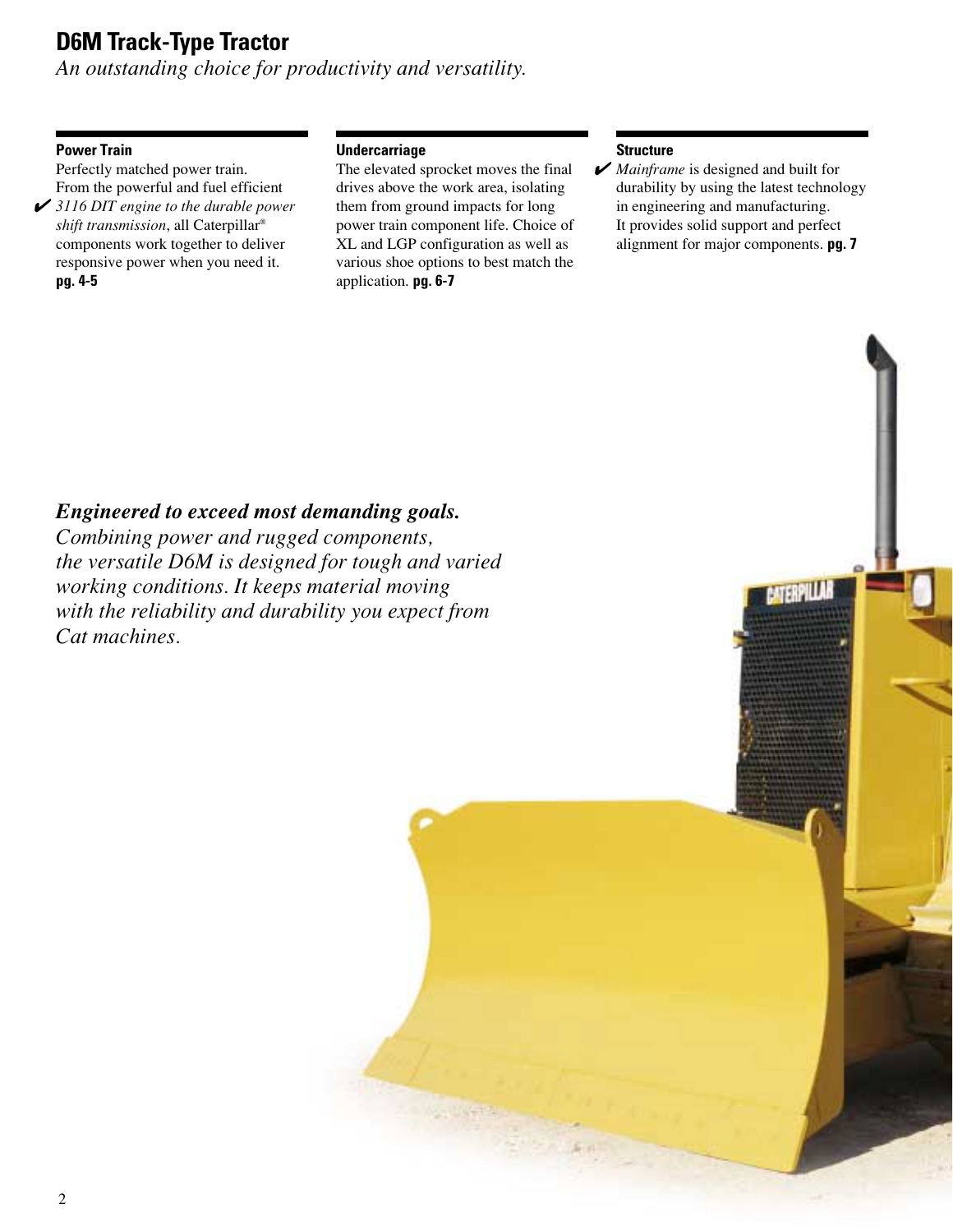# D6M Track-Type Tractor

*An outstanding choice for productivity and versatility.*

### Power Train

Perfectly matched power train. From the powerful and fuel efficient ✔ *3116 DIT engine to the durable power shift transmission*, all Caterpillar® components work together to deliver responsive power when you need it. **pg. 4-5**

### Undercarriage

The elevated sprocket moves the final drives above the work area, isolating them from ground impacts for long power train component life. Choice of XL and LGP configuration as well as various shoe options to best match the application. **pg. 6-7**

### Structure

✔ *Mainframe* is designed and built for durability by using the latest technology in engineering and manufacturing. It provides solid support and perfect alignment for major components. **pg. 7**

***Engineered to exceed most demanding goals.***
*Combining power and rugged components, the versatile D6M is designed for tough and varied working conditions. It keeps material moving with the reliability and durability you expect from Cat machines.*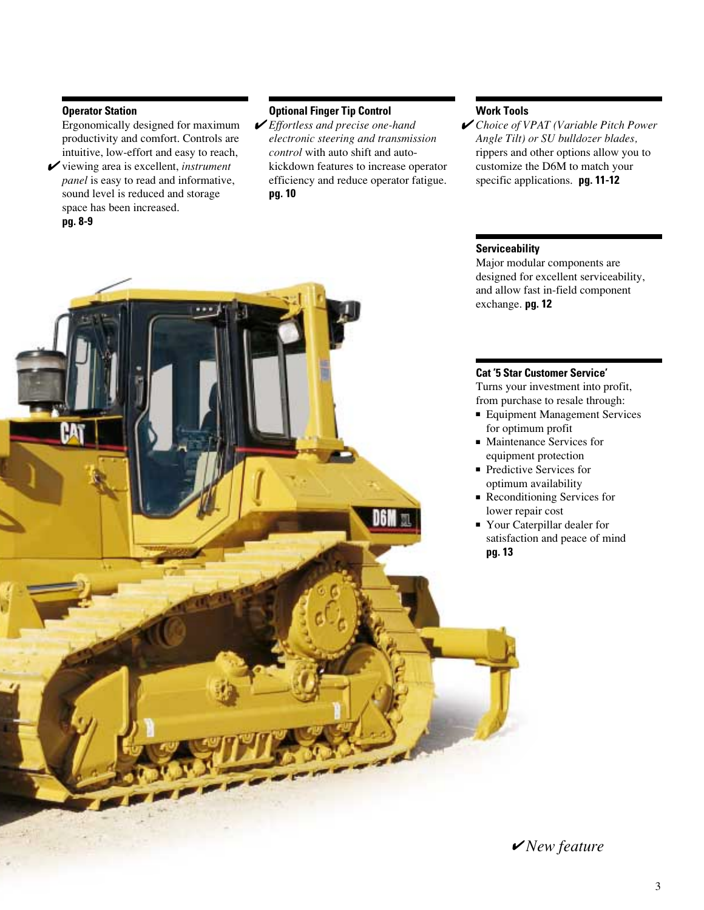### Operator Station

Ergonomically designed for maximum productivity and comfort. Controls are intuitive, low-effort and easy to reach, ✔ viewing area is excellent, *instrument panel* is easy to read and informative, sound level is reduced and storage space has been increased. **pg. 8-9**

### Optional Finger Tip Control

✔ *Effortless and precise one-hand electronic steering and transmission control* with auto shift and auto-kickdown features to increase operator efficiency and reduce operator fatigue. **pg. 10**

### Work Tools

✔ *Choice of VPAT (Variable Pitch Power Angle Tilt) or SU bulldozer blades,* rippers and other options allow you to customize the D6M to match your specific applications. **pg. 11-12**

### Serviceability

Major modular components are designed for excellent serviceability, and allow fast in-field component exchange. **pg. 12**

### Cat '5 Star Customer Service'

Turns your investment into profit, from purchase to resale through:

- Equipment Management Services for optimum profit
- Maintenance Services for equipment protection
- Predictive Services for optimum availability
- Reconditioning Services for lower repair cost
- Your Caterpillar dealer for satisfaction and peace of mind **pg. 13**

✔*New feature*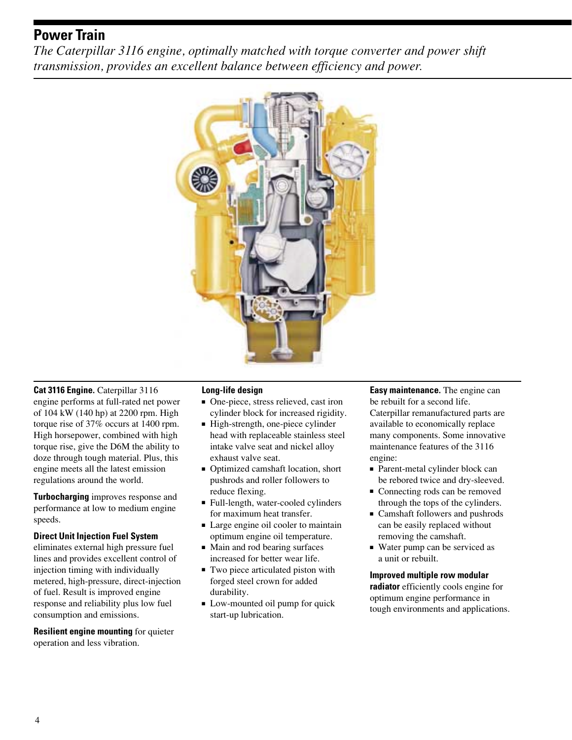## Power Train

*The Caterpillar 3116 engine, optimally matched with torque converter and power shift transmission, provides an excellent balance between efficiency and power.*

**Cat 3116 Engine.** Caterpillar 3116 engine performs at full-rated net power of 104 kW (140 hp) at 2200 rpm. High torque rise of 37% occurs at 1400 rpm. High horsepower, combined with high torque rise, give the D6M the ability to doze through tough material. Plus, this engine meets all the latest emission regulations around the world.

**Turbocharging** improves response and performance at low to medium engine speeds.

**Direct Unit Injection Fuel System** eliminates external high pressure fuel lines and provides excellent control of injection timing with individually metered, high-pressure, direct-injection of fuel. Result is improved engine response and reliability plus low fuel consumption and emissions.

**Resilient engine mounting** for quieter operation and less vibration.

**Long-life design**

- One-piece, stress relieved, cast iron cylinder block for increased rigidity.
- High-strength, one-piece cylinder head with replaceable stainless steel intake valve seat and nickel alloy exhaust valve seat.
- Optimized camshaft location, short pushrods and roller followers to reduce flexing.
- Full-length, water-cooled cylinders for maximum heat transfer.
- Large engine oil cooler to maintain optimum engine oil temperature.
- Main and rod bearing surfaces increased for better wear life.
- Two piece articulated piston with forged steel crown for added durability.
- Low-mounted oil pump for quick start-up lubrication.

**Easy maintenance.** The engine can be rebuilt for a second life. Caterpillar remanufactured parts are available to economically replace many components. Some innovative maintenance features of the 3116 engine:

- Parent-metal cylinder block can be rebored twice and dry-sleeved.
- Connecting rods can be removed through the tops of the cylinders.
- Camshaft followers and pushrods can be easily replaced without removing the camshaft.
- Water pump can be serviced as a unit or rebuilt.

**Improved multiple row modular radiator** efficiently cools engine for optimum engine performance in tough environments and applications.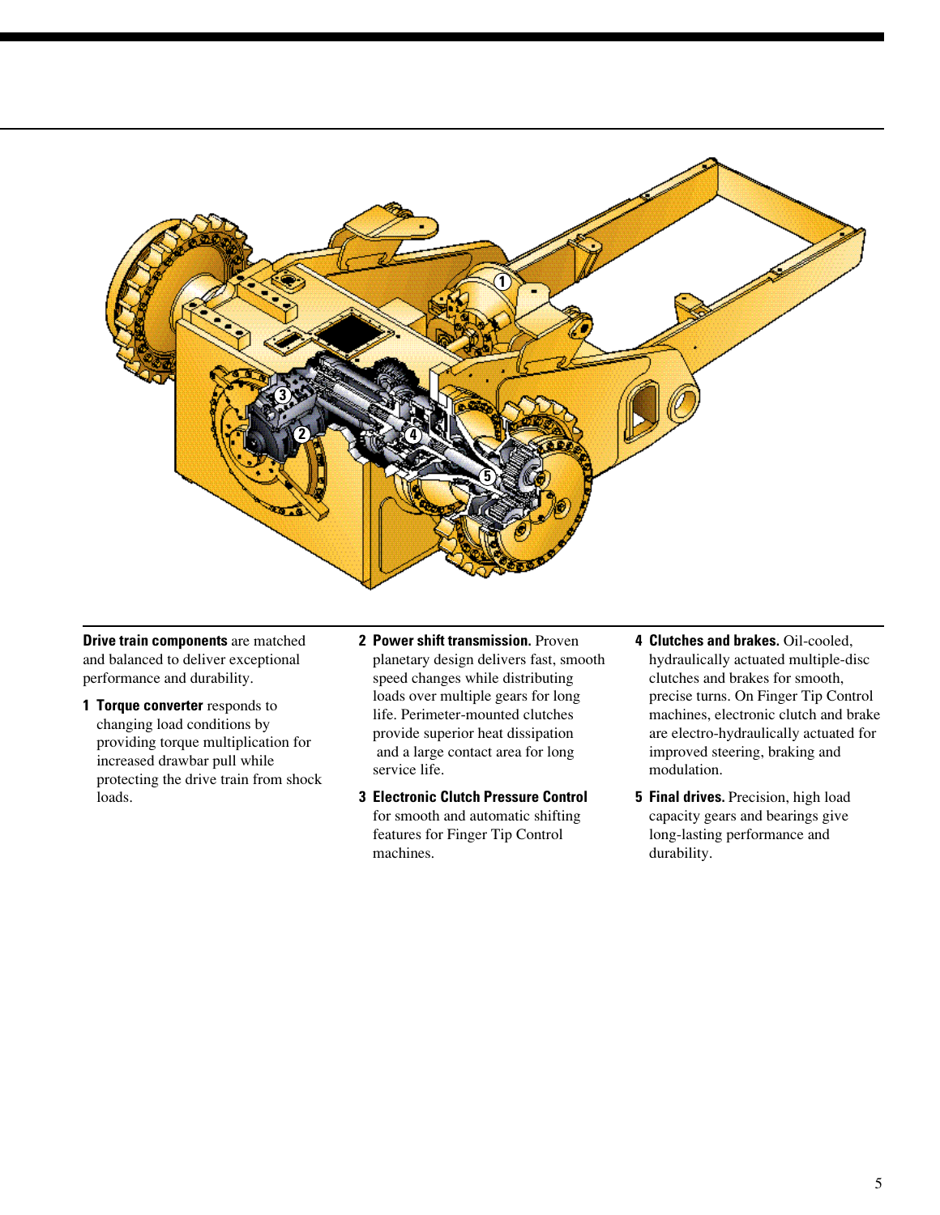**Drive train components** are matched and balanced to deliver exceptional performance and durability.

1. **Torque converter** responds to changing load conditions by providing torque multiplication for increased drawbar pull while protecting the drive train from shock loads.

2. **Power shift transmission.** Proven planetary design delivers fast, smooth speed changes while distributing loads over multiple gears for long life. Perimeter-mounted clutches provide superior heat dissipation and a large contact area for long service life.

3. **Electronic Clutch Pressure Control** for smooth and automatic shifting features for Finger Tip Control machines.

4. **Clutches and brakes.** Oil-cooled, hydraulically actuated multiple-disc clutches and brakes for smooth, precise turns. On Finger Tip Control machines, electronic clutch and brake are electro-hydraulically actuated for improved steering, braking and modulation.

5. **Final drives.** Precision, high load capacity gears and bearings give long-lasting performance and durability.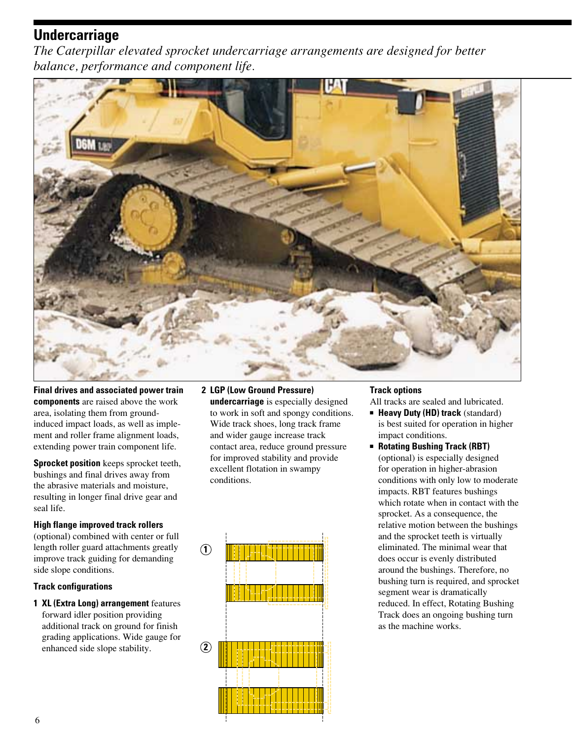## Undercarriage

*The Caterpillar elevated sprocket undercarriage arrangements are designed for better balance, performance and component life.*

**Final drives and associated power train components** are raised above the work area, isolating them from ground-induced impact loads, as well as implement and roller frame alignment loads, extending power train component life.

**Sprocket position** keeps sprocket teeth, bushings and final drives away from the abrasive materials and moisture, resulting in longer final drive gear and seal life.

**High flange improved track rollers** (optional) combined with center or full length roller guard attachments greatly improve track guiding for demanding side slope conditions.

**Track configurations**

1. **XL (Extra Long) arrangement** features forward idler position providing additional track on ground for finish grading applications. Wide gauge for enhanced side slope stability.
2. **LGP (Low Ground Pressure) undercarriage** is especially designed to work in soft and spongy conditions. Wide track shoes, long track frame and wider gauge increase track contact area, reduce ground pressure for improved stability and provide excellent flotation in swampy conditions.

**Track options**

All tracks are sealed and lubricated.

- **Heavy Duty (HD) track** (standard) is best suited for operation in higher impact conditions.
- **Rotating Bushing Track (RBT)** (optional) is especially designed for operation in higher-abrasion conditions with only low to moderate impacts. RBT features bushings which rotate when in contact with the sprocket. As a consequence, the relative motion between the bushings and the sprocket teeth is virtually eliminated. The minimal wear that does occur is evenly distributed around the bushings. Therefore, no bushing turn is required, and sprocket segment wear is dramatically reduced. In effect, Rotating Bushing Track does an ongoing bushing turn as the machine works.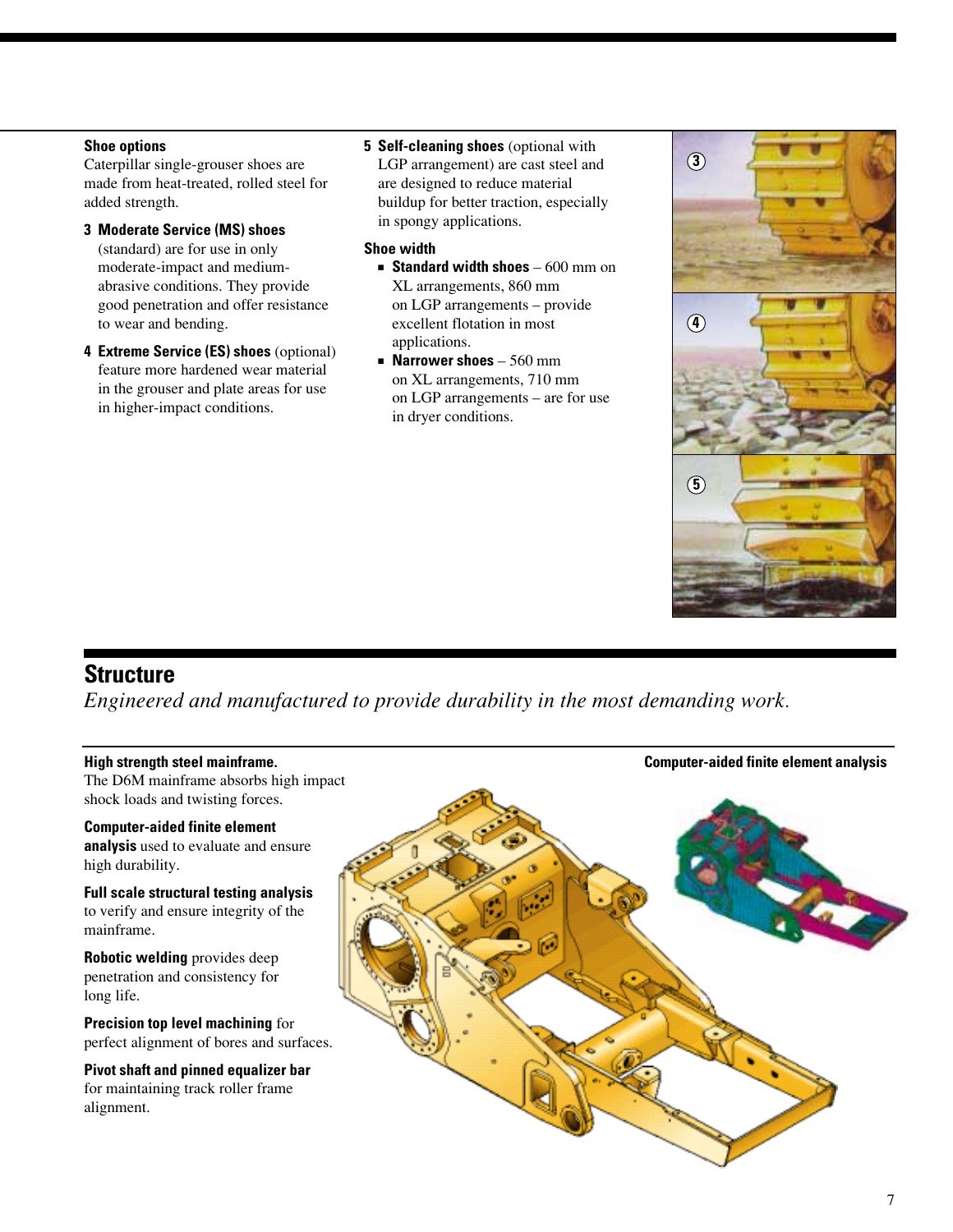**Shoe options**

Caterpillar single-grouser shoes are made from heat-treated, rolled steel for added strength.

**3 Moderate Service (MS) shoes** (standard) are for use in only moderate-impact and medium-abrasive conditions. They provide good penetration and offer resistance to wear and bending.

**4 Extreme Service (ES) shoes** (optional) feature more hardened wear material in the grouser and plate areas for use in higher-impact conditions.

**5 Self-cleaning shoes** (optional with LGP arrangement) are cast steel and are designed to reduce material buildup for better traction, especially in spongy applications.

**Shoe width**

- **Standard width shoes** – 600 mm on XL arrangements, 860 mm on LGP arrangements – provide excellent flotation in most applications.
- **Narrower shoes** – 560 mm on XL arrangements, 710 mm on LGP arrangements – are for use in dryer conditions.

## Structure

*Engineered and manufactured to provide durability in the most demanding work.*

**High strength steel mainframe.** The D6M mainframe absorbs high impact shock loads and twisting forces.

**Computer-aided finite element analysis** used to evaluate and ensure high durability.

**Full scale structural testing analysis** to verify and ensure integrity of the mainframe.

**Robotic welding** provides deep penetration and consistency for long life.

**Precision top level machining** for perfect alignment of bores and surfaces.

**Pivot shaft and pinned equalizer bar** for maintaining track roller frame alignment.

**Computer-aided finite element analysis**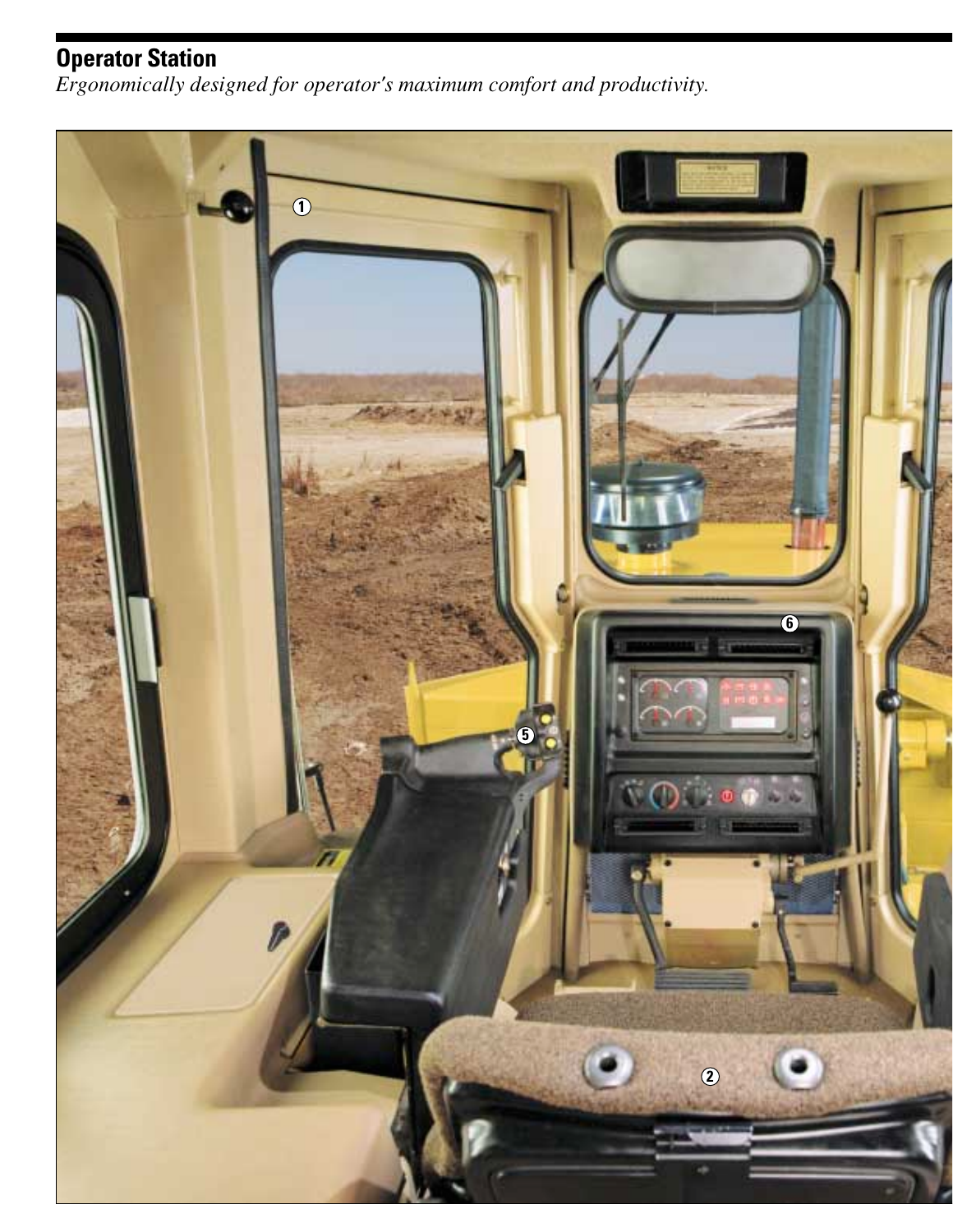## Operator Station

*Ergonomically designed for operator's maximum comfort and productivity.*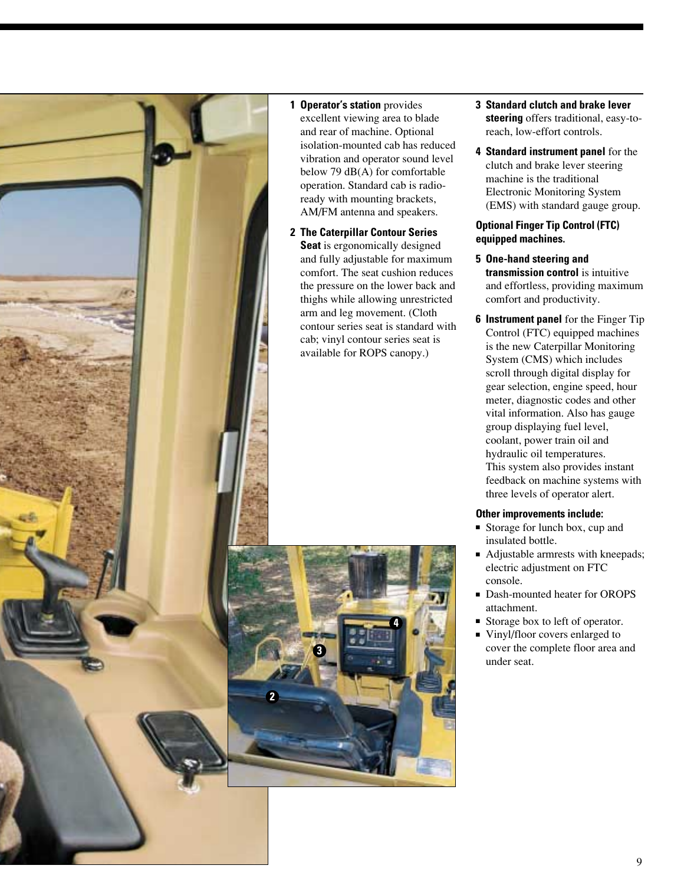**1 Operator's station** provides excellent viewing area to blade and rear of machine. Optional isolation-mounted cab has reduced vibration and operator sound level below 79 dB(A) for comfortable operation. Standard cab is radio-ready with mounting brackets, AM/FM antenna and speakers.

**2 The Caterpillar Contour Series Seat** is ergonomically designed and fully adjustable for maximum comfort. The seat cushion reduces the pressure on the lower back and thighs while allowing unrestricted arm and leg movement. (Cloth contour series seat is standard with cab; vinyl contour series seat is available for ROPS canopy.)

**3 Standard clutch and brake lever steering** offers traditional, easy-to-reach, low-effort controls.

**4 Standard instrument panel** for the clutch and brake lever steering machine is the traditional Electronic Monitoring System (EMS) with standard gauge group.

**Optional Finger Tip Control (FTC) equipped machines.**

**5 One-hand steering and transmission control** is intuitive and effortless, providing maximum comfort and productivity.

**6 Instrument panel** for the Finger Tip Control (FTC) equipped machines is the new Caterpillar Monitoring System (CMS) which includes scroll through digital display for gear selection, engine speed, hour meter, diagnostic codes and other vital information. Also has gauge group displaying fuel level, coolant, power train oil and hydraulic oil temperatures. This system also provides instant feedback on machine systems with three levels of operator alert.

**Other improvements include:**

- Storage for lunch box, cup and insulated bottle.
- Adjustable armrests with kneepads; electric adjustment on FTC console.
- Dash-mounted heater for OROPS attachment.
- Storage box to left of operator.
- Vinyl/floor covers enlarged to cover the complete floor area and under seat.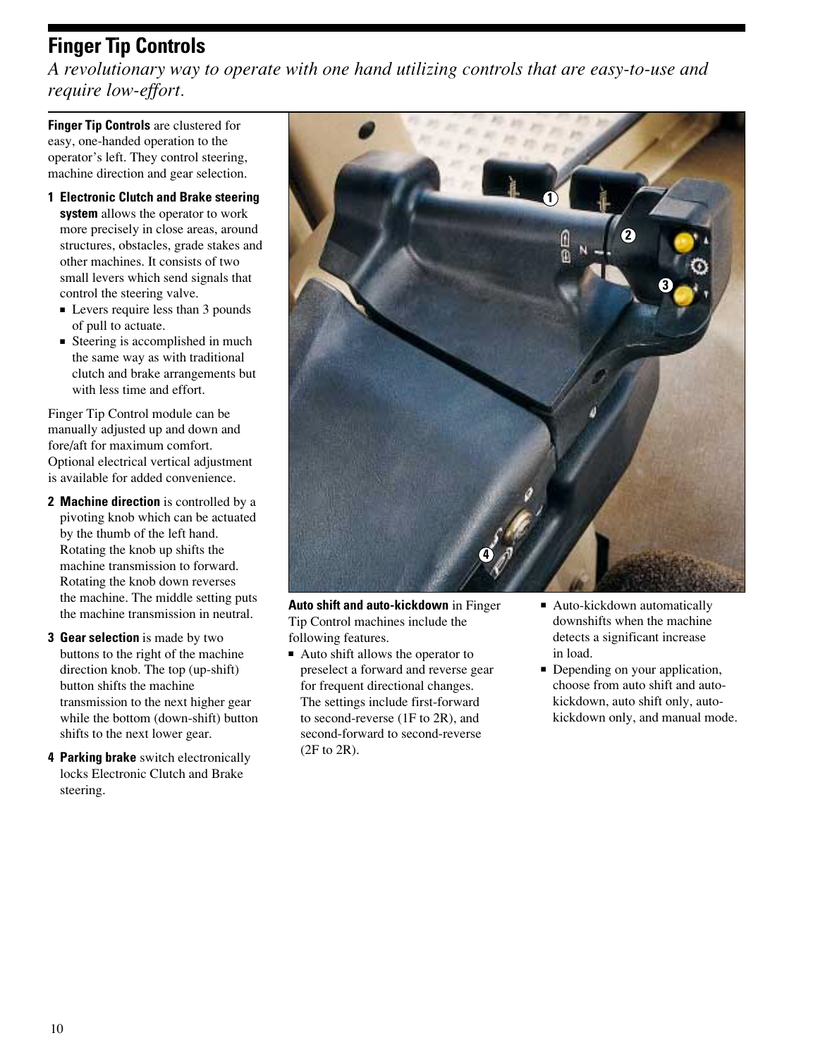## Finger Tip Controls

*A revolutionary way to operate with one hand utilizing controls that are easy-to-use and require low-effort.*

**Finger Tip Controls** are clustered for easy, one-handed operation to the operator's left. They control steering, machine direction and gear selection.

1. **Electronic Clutch and Brake steering system** allows the operator to work more precisely in close areas, around structures, obstacles, grade stakes and other machines. It consists of two small levers which send signals that control the steering valve.
   - Levers require less than 3 pounds of pull to actuate.
   - Steering is accomplished in much the same way as with traditional clutch and brake arrangements but with less time and effort.

Finger Tip Control module can be manually adjusted up and down and fore/aft for maximum comfort. Optional electrical vertical adjustment is available for added convenience.

2. **Machine direction** is controlled by a pivoting knob which can be actuated by the thumb of the left hand. Rotating the knob up shifts the machine transmission to forward. Rotating the knob down reverses the machine. The middle setting puts the machine transmission in neutral.

3. **Gear selection** is made by two buttons to the right of the machine direction knob. The top (up-shift) button shifts the machine transmission to the next higher gear while the bottom (down-shift) button shifts to the next lower gear.

4. **Parking brake** switch electronically locks Electronic Clutch and Brake steering.

**Auto shift and auto-kickdown** in Finger Tip Control machines include the following features.

- Auto shift allows the operator to preselect a forward and reverse gear for frequent directional changes. The settings include first-forward to second-reverse (1F to 2R), and second-forward to second-reverse (2F to 2R).
- Auto-kickdown automatically downshifts when the machine detects a significant increase in load.
- Depending on your application, choose from auto shift and auto-kickdown, auto shift only, auto-kickdown only, and manual mode.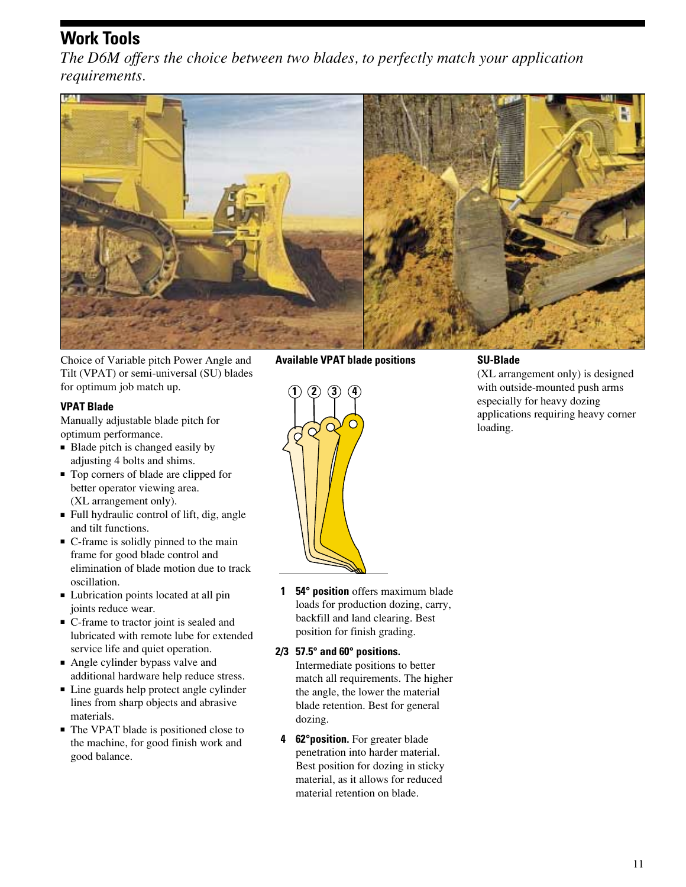# Work Tools

*The D6M offers the choice between two blades, to perfectly match your application requirements.*

Choice of Variable pitch Power Angle and Tilt (VPAT) or semi-universal (SU) blades for optimum job match up.

### VPAT Blade

Manually adjustable blade pitch for optimum performance.

- Blade pitch is changed easily by adjusting 4 bolts and shims.
- Top corners of blade are clipped for better operator viewing area. (XL arrangement only).
- Full hydraulic control of lift, dig, angle and tilt functions.
- C-frame is solidly pinned to the main frame for good blade control and elimination of blade motion due to track oscillation.
- Lubrication points located at all pin joints reduce wear.
- C-frame to tractor joint is sealed and lubricated with remote lube for extended service life and quiet operation.
- Angle cylinder bypass valve and additional hardware help reduce stress.
- Line guards help protect angle cylinder lines from sharp objects and abrasive materials.
- The VPAT blade is positioned close to the machine, for good finish work and good balance.

### Available VPAT blade positions

1 **54° position** offers maximum blade loads for production dozing, carry, backfill and land clearing. Best position for finish grading.

2/3 **57.5° and 60° positions.** Intermediate positions to better match all requirements. The higher the angle, the lower the material blade retention. Best for general dozing.

4 **62°position.** For greater blade penetration into harder material. Best position for dozing in sticky material, as it allows for reduced material retention on blade.

### SU-Blade

(XL arrangement only) is designed with outside-mounted push arms especially for heavy dozing applications requiring heavy corner loading.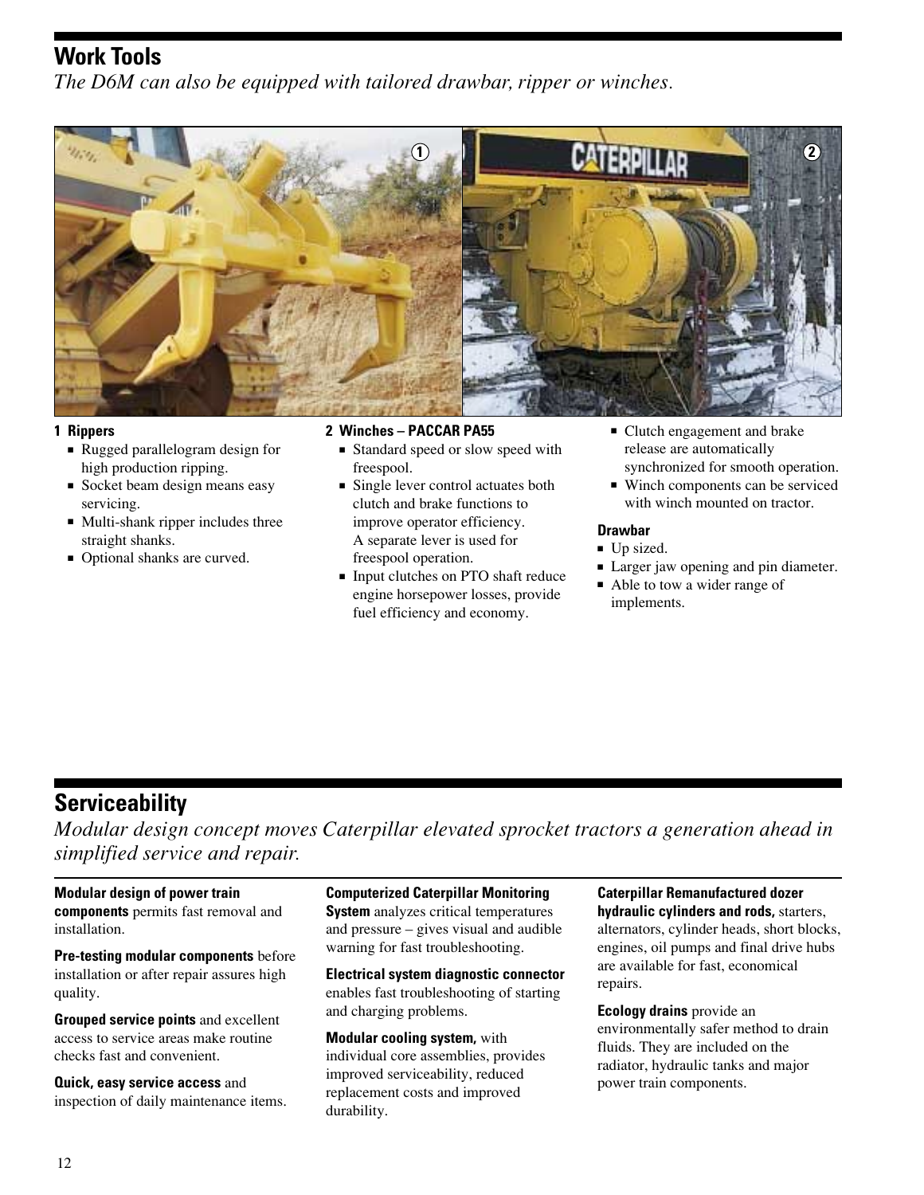## Work Tools

*The D6M can also be equipped with tailored drawbar, ripper or winches.*

**1 Rippers**
- Rugged parallelogram design for high production ripping.
- Socket beam design means easy servicing.
- Multi-shank ripper includes three straight shanks.
- Optional shanks are curved.

**2 Winches – PACCAR PA55**
- Standard speed or slow speed with freespool.
- Single lever control actuates both clutch and brake functions to improve operator efficiency. A separate lever is used for freespool operation.
- Input clutches on PTO shaft reduce engine horsepower losses, provide fuel efficiency and economy.
- Clutch engagement and brake release are automatically synchronized for smooth operation.
- Winch components can be serviced with winch mounted on tractor.

**Drawbar**
- Up sized.
- Larger jaw opening and pin diameter.
- Able to tow a wider range of implements.

## Serviceability

*Modular design concept moves Caterpillar elevated sprocket tractors a generation ahead in simplified service and repair.*

**Modular design of power train components** permits fast removal and installation.

**Pre-testing modular components** before installation or after repair assures high quality.

**Grouped service points** and excellent access to service areas make routine checks fast and convenient.

**Quick, easy service access** and inspection of daily maintenance items.

**Computerized Caterpillar Monitoring System** analyzes critical temperatures and pressure – gives visual and audible warning for fast troubleshooting.

**Electrical system diagnostic connector** enables fast troubleshooting of starting and charging problems.

**Modular cooling system,** with individual core assemblies, provides improved serviceability, reduced replacement costs and improved durability.

**Caterpillar Remanufactured dozer hydraulic cylinders and rods,** starters, alternators, cylinder heads, short blocks, engines, oil pumps and final drive hubs are available for fast, economical repairs.

**Ecology drains** provide an environmentally safer method to drain fluids. They are included on the radiator, hydraulic tanks and major power train components.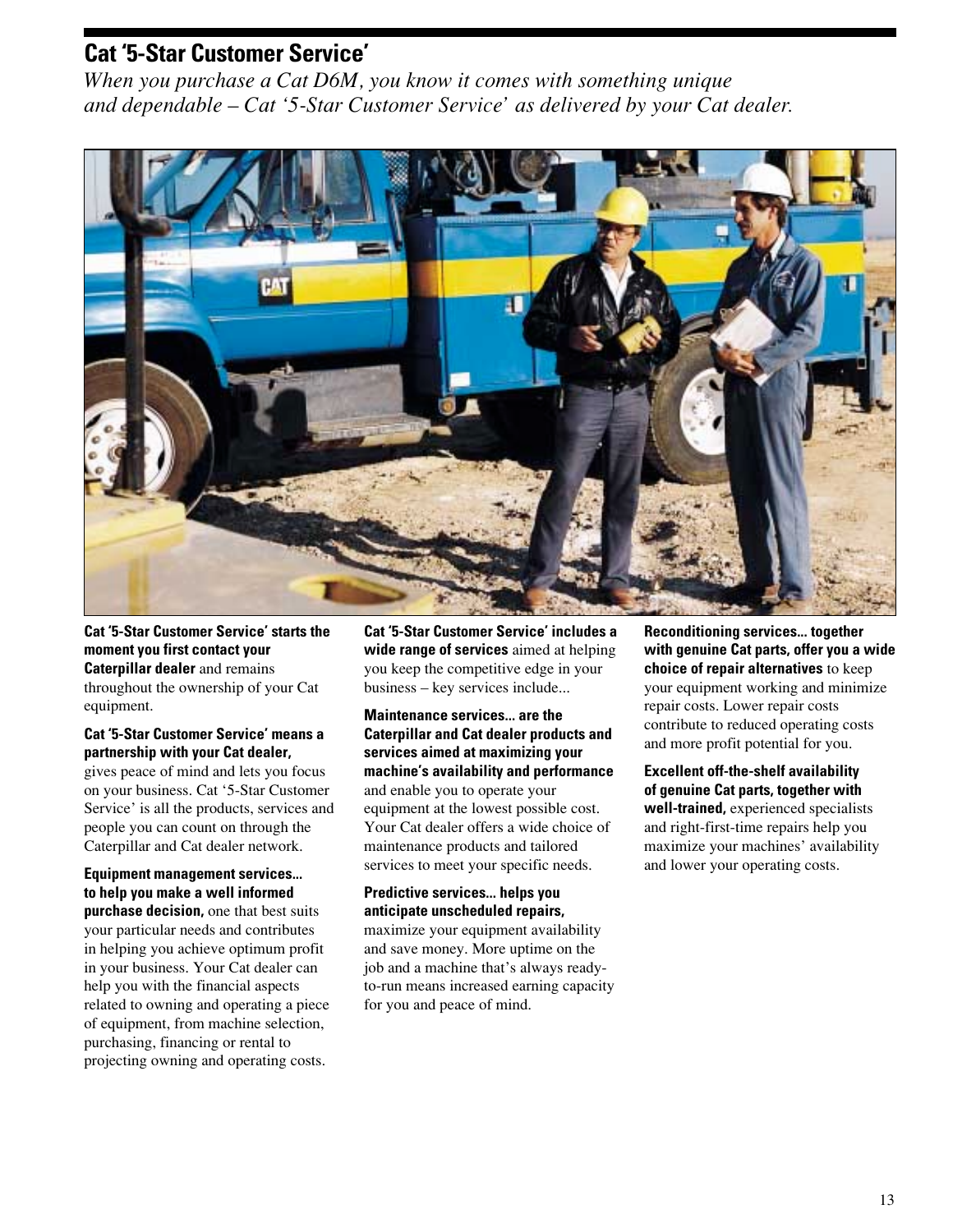## Cat '5-Star Customer Service'

*When you purchase a Cat D6M, you know it comes with something unique and dependable – Cat '5-Star Customer Service' as delivered by your Cat dealer.*

**Cat '5-Star Customer Service' starts the moment you first contact your Caterpillar dealer** and remains throughout the ownership of your Cat equipment.

**Cat '5-Star Customer Service' means a partnership with your Cat dealer,** gives peace of mind and lets you focus on your business. Cat '5-Star Customer Service' is all the products, services and people you can count on through the Caterpillar and Cat dealer network.

**Equipment management services... to help you make a well informed purchase decision,** one that best suits your particular needs and contributes in helping you achieve optimum profit in your business. Your Cat dealer can help you with the financial aspects related to owning and operating a piece of equipment, from machine selection, purchasing, financing or rental to projecting owning and operating costs.

**Cat '5-Star Customer Service' includes a wide range of services** aimed at helping you keep the competitive edge in your business – key services include...

**Maintenance services... are the Caterpillar and Cat dealer products and services aimed at maximizing your machine's availability and performance** and enable you to operate your equipment at the lowest possible cost. Your Cat dealer offers a wide choice of maintenance products and tailored services to meet your specific needs.

**Predictive services... helps you anticipate unscheduled repairs,** maximize your equipment availability and save money. More uptime on the job and a machine that's always ready-to-run means increased earning capacity for you and peace of mind.

**Reconditioning services... together with genuine Cat parts, offer you a wide choice of repair alternatives** to keep your equipment working and minimize repair costs. Lower repair costs contribute to reduced operating costs and more profit potential for you.

**Excellent off-the-shelf availability of genuine Cat parts, together with well-trained,** experienced specialists and right-first-time repairs help you maximize your machines' availability and lower your operating costs.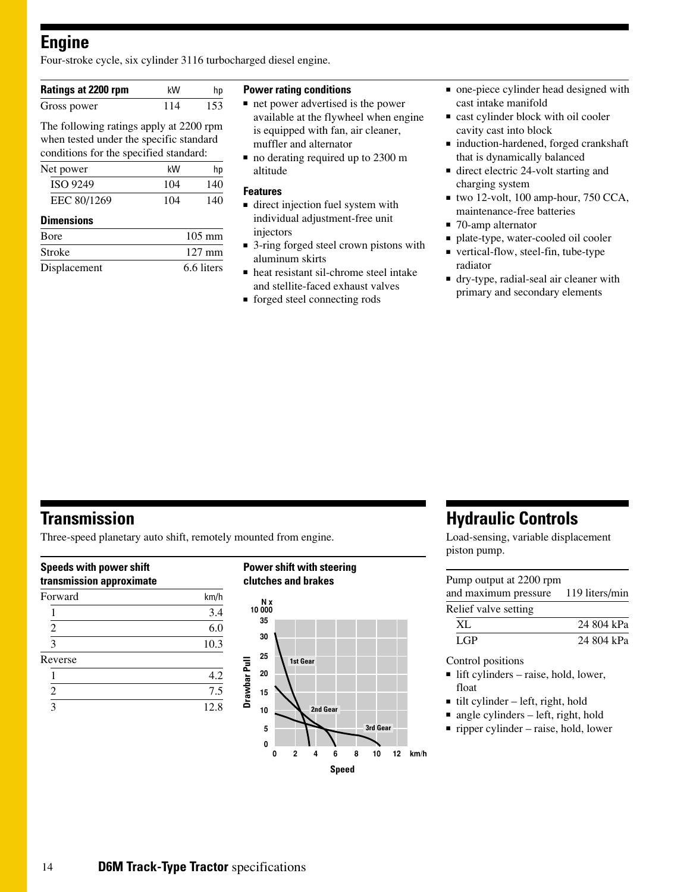## Engine

Four-stroke cycle, six cylinder 3116 turbocharged diesel engine.

| Ratings at 2200 rpm | kW | hp |
|---|---|---|
| Gross power | 114 | 153 |

The following ratings apply at 2200 rpm when tested under the specific standard conditions for the specified standard:

| Net power | kW | hp |
|---|---|---|
| ISO 9249 | 104 | 140 |
| EEC 80/1269 | 104 | 140 |

### Dimensions

| | |
|---|---|
| Bore | 105 mm |
| Stroke | 127 mm |
| Displacement | 6.6 liters |

### Power rating conditions

- net power advertised is the power available at the flywheel when engine is equipped with fan, air cleaner, muffler and alternator
- no derating required up to 2300 m altitude

### Features

- direct injection fuel system with individual adjustment-free unit injectors
- 3-ring forged steel crown pistons with aluminum skirts
- heat resistant sil-chrome steel intake and stellite-faced exhaust valves
- forged steel connecting rods
- one-piece cylinder head designed with cast intake manifold
- cast cylinder block with oil cooler cavity cast into block
- induction-hardened, forged crankshaft that is dynamically balanced
- direct electric 24-volt starting and charging system
- two 12-volt, 100 amp-hour, 750 CCA, maintenance-free batteries
- 70-amp alternator
- plate-type, water-cooled oil cooler
- vertical-flow, steel-fin, tube-type radiator
- dry-type, radial-seal air cleaner with primary and secondary elements

## Transmission

Three-speed planetary auto shift, remotely mounted from engine.

### Speeds with power shift transmission approximate

| Forward | km/h |
|---|---|
| 1 | 3.4 |
| 2 | 6.0 |
| 3 | 10.3 |
| **Reverse** | |
| 1 | 4.2 |
| 2 | 7.5 |
| 3 | 12.8 |

### Power shift with steering clutches and brakes

Drawbar Pull (N x 10 000): 0, 5, 10, 15, 20, 25, 30, 35

Speed (km/h): 0, 2, 4, 6, 8, 10, 12

1st Gear, 2nd Gear, 3rd Gear

## Hydraulic Controls

Load-sensing, variable displacement piston pump.

| | |
|---|---|
| Pump output at 2200 rpm and maximum pressure | 119 liters/min |
| Relief valve setting | |
| XL | 24 804 kPa |
| LGP | 24 804 kPa |

Control positions

- lift cylinders – raise, hold, lower, float
- tilt cylinder – left, right, hold
- angle cylinders – left, right, hold
- ripper cylinder – raise, hold, lower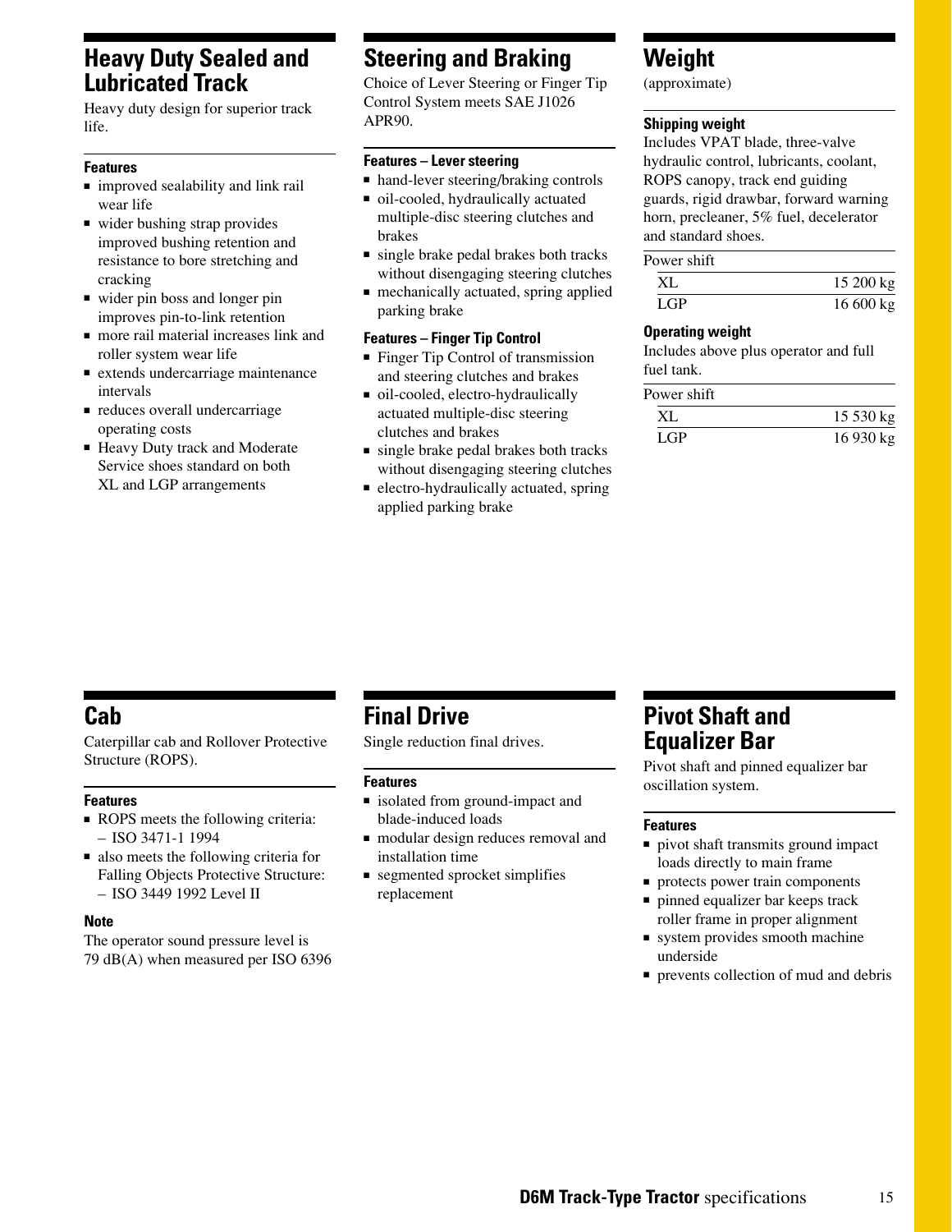## Heavy Duty Sealed and Lubricated Track

Heavy duty design for superior track life.

**Features**

- improved sealability and link rail wear life
- wider bushing strap provides improved bushing retention and resistance to bore stretching and cracking
- wider pin boss and longer pin improves pin-to-link retention
- more rail material increases link and roller system wear life
- extends undercarriage maintenance intervals
- reduces overall undercarriage operating costs
- Heavy Duty track and Moderate Service shoes standard on both XL and LGP arrangements

## Steering and Braking

Choice of Lever Steering or Finger Tip Control System meets SAE J1026 APR90.

**Features – Lever steering**

- hand-lever steering/braking controls
- oil-cooled, hydraulically actuated multiple-disc steering clutches and brakes
- single brake pedal brakes both tracks without disengaging steering clutches
- mechanically actuated, spring applied parking brake

**Features – Finger Tip Control**

- Finger Tip Control of transmission and steering clutches and brakes
- oil-cooled, electro-hydraulically actuated multiple-disc steering clutches and brakes
- single brake pedal brakes both tracks without disengaging steering clutches
- electro-hydraulically actuated, spring applied parking brake

## Weight

(approximate)

**Shipping weight**

Includes VPAT blade, three-valve hydraulic control, lubricants, coolant, ROPS canopy, track end guiding guards, rigid drawbar, forward warning horn, precleaner, 5% fuel, decelerator and standard shoes.

| Power shift | |
|---|---|
| XL | 15 200 kg |
| LGP | 16 600 kg |

**Operating weight**

Includes above plus operator and full fuel tank.

| Power shift | |
|---|---|
| XL | 15 530 kg |
| LGP | 16 930 kg |

## Cab

Caterpillar cab and Rollover Protective Structure (ROPS).

**Features**

- ROPS meets the following criteria:
  - ISO 3471-1 1994
- also meets the following criteria for Falling Objects Protective Structure:
  - ISO 3449 1992 Level II

**Note**

The operator sound pressure level is 79 dB(A) when measured per ISO 6396

## Final Drive

Single reduction final drives.

**Features**

- isolated from ground-impact and blade-induced loads
- modular design reduces removal and installation time
- segmented sprocket simplifies replacement

## Pivot Shaft and Equalizer Bar

Pivot shaft and pinned equalizer bar oscillation system.

**Features**

- pivot shaft transmits ground impact loads directly to main frame
- protects power train components
- pinned equalizer bar keeps track roller frame in proper alignment
- system provides smooth machine underside
- prevents collection of mud and debris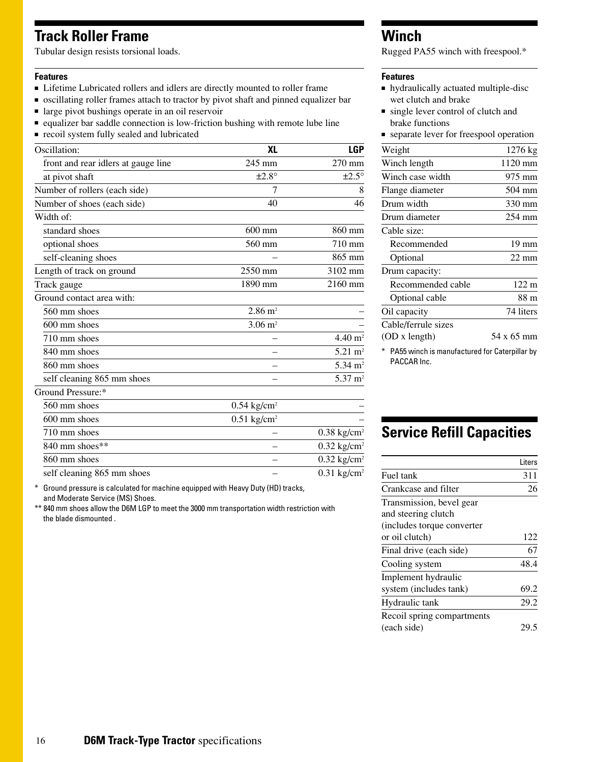## Track Roller Frame

Tubular design resists torsional loads.

**Features**

- Lifetime Lubricated rollers and idlers are directly mounted to roller frame
- oscillating roller frames attach to tractor by pivot shaft and pinned equalizer bar
- large pivot bushings operate in an oil reservoir
- equalizer bar saddle connection is low-friction bushing with remote lube line
- recoil system fully sealed and lubricated

| Oscillation: | XL | LGP |
|---|---|---|
| front and rear idlers at gauge line | 245 mm | 270 mm |
| at pivot shaft | ±2.8° | ±2.5° |
| Number of rollers (each side) | 7 | 8 |
| Number of shoes (each side) | 40 | 46 |
| Width of: | | |
| standard shoes | 600 mm | 860 mm |
| optional shoes | 560 mm | 710 mm |
| self-cleaning shoes | – | 865 mm |
| Length of track on ground | 2550 mm | 3102 mm |
| Track gauge | 1890 mm | 2160 mm |
| Ground contact area with: | | |
| 560 mm shoes | 2.86 $m^2$ | – |
| 600 mm shoes | 3.06 $m^2$ | – |
| 710 mm shoes | – | 4.40 $m^2$ |
| 840 mm shoes | – | 5.21 $m^2$ |
| 860 mm shoes | – | 5.34 $m^2$ |
| self cleaning 865 mm shoes | – | 5.37 $m^2$ |
| Ground Pressure:* | | |
| 560 mm shoes | 0.54 kg/$cm^2$ | – |
| 600 mm shoes | 0.51 kg/$cm^2$ | – |
| 710 mm shoes | – | 0.38 kg/$cm^2$ |
| 840 mm shoes** | – | 0.32 kg/$cm^2$ |
| 860 mm shoes | – | 0.32 kg/$cm^2$ |
| self cleaning 865 mm shoes | – | 0.31 kg/$cm^2$ |

\* Ground pressure is calculated for machine equipped with Heavy Duty (HD) tracks, and Moderate Service (MS) Shoes.

** 840 mm shoes allow the D6M LGP to meet the 3000 mm transportation width restriction with the blade dismounted .

## Winch

Rugged PA55 winch with freespool.*

**Features**

- hydraulically actuated multiple-disc wet clutch and brake
- single lever control of clutch and brake functions
- separate lever for freespool operation

| | |
|---|---|
| Weight | 1276 kg |
| Winch length | 1120 mm |
| Winch case width | 975 mm |
| Flange diameter | 504 mm |
| Drum width | 330 mm |
| Drum diameter | 254 mm |
| Cable size: | |
| Recommended | 19 mm |
| Optional | 22 mm |
| Drum capacity: | |
| Recommended cable | 122 m |
| Optional cable | 88 m |
| Oil capacity | 74 liters |
| Cable/ferrule sizes (OD x length) | 54 x 65 mm |

\* PA55 winch is manufactured for Caterpillar by PACCAR Inc.

## Service Refill Capacities

| | Liters |
|---|---|
| Fuel tank | 311 |
| Crankcase and filter | 26 |
| Transmission, bevel gear and steering clutch (includes torque converter or oil clutch) | 122 |
| Final drive (each side) | 67 |
| Cooling system | 48.4 |
| Implement hydraulic system (includes tank) | 69.2 |
| Hydraulic tank | 29.2 |
| Recoil spring compartments (each side) | 29.5 |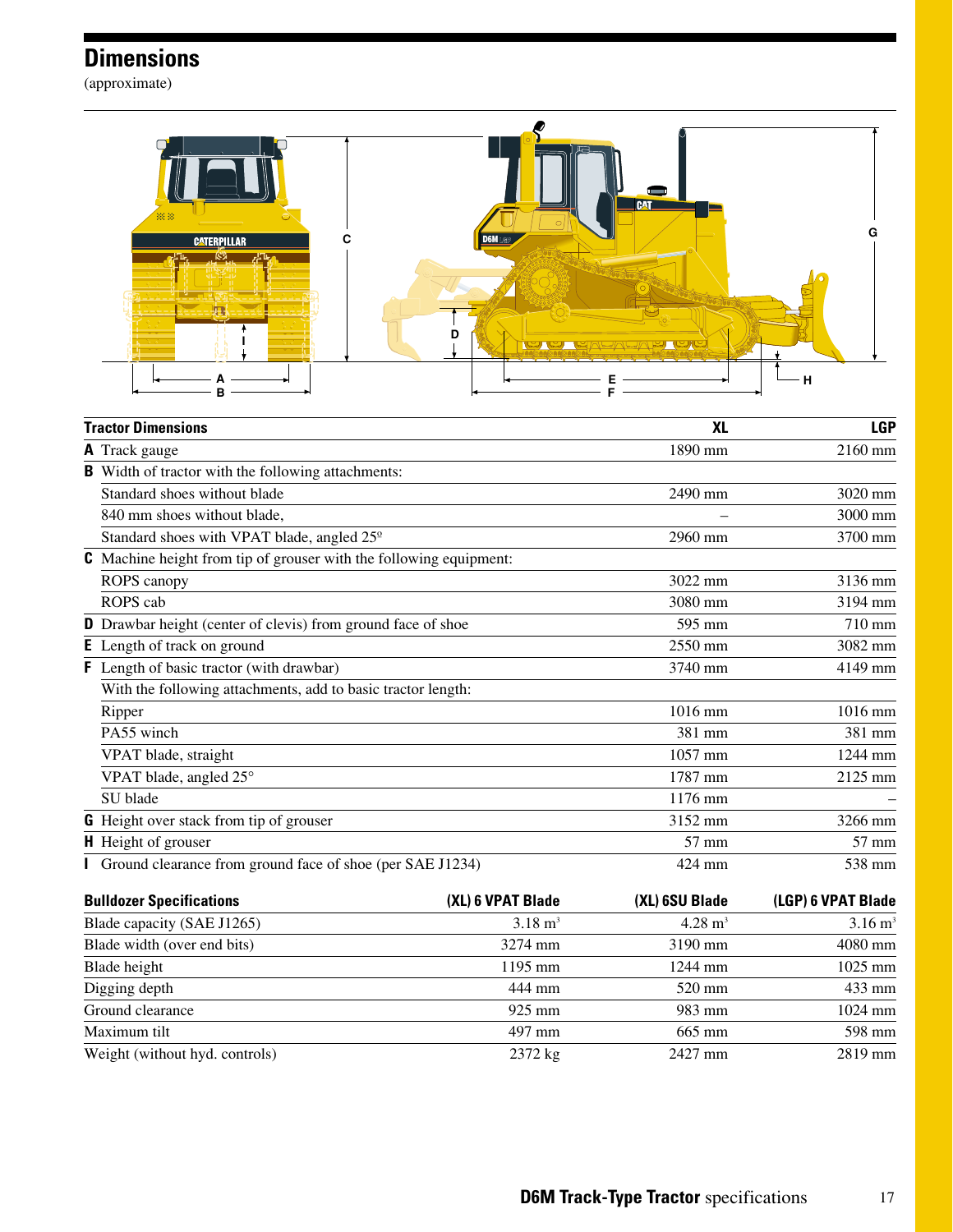## Dimensions

(approximate)

| Tractor Dimensions | XL | LGP |
|---|---|---|
| **A** Track gauge | 1890 mm | 2160 mm |
| **B** Width of tractor with the following attachments: | | |
| Standard shoes without blade | 2490 mm | 3020 mm |
| 840 mm shoes without blade, | – | 3000 mm |
| Standard shoes with VPAT blade, angled 25º | 2960 mm | 3700 mm |
| **C** Machine height from tip of grouser with the following equipment: | | |
| ROPS canopy | 3022 mm | 3136 mm |
| ROPS cab | 3080 mm | 3194 mm |
| **D** Drawbar height (center of clevis) from ground face of shoe | 595 mm | 710 mm |
| **E** Length of track on ground | 2550 mm | 3082 mm |
| **F** Length of basic tractor (with drawbar) | 3740 mm | 4149 mm |
| With the following attachments, add to basic tractor length: | | |
| Ripper | 1016 mm | 1016 mm |
| PA55 winch | 381 mm | 381 mm |
| VPAT blade, straight | 1057 mm | 1244 mm |
| VPAT blade, angled 25° | 1787 mm | 2125 mm |
| SU blade | 1176 mm | – |
| **G** Height over stack from tip of grouser | 3152 mm | 3266 mm |
| **H** Height of grouser | 57 mm | 57 mm |
| **I** Ground clearance from ground face of shoe (per SAE J1234) | 424 mm | 538 mm |

| Bulldozer Specifications | (XL) 6 VPAT Blade | (XL) 6SU Blade | (LGP) 6 VPAT Blade |
|---|---|---|---|
| Blade capacity (SAE J1265) | 3.18 $m^3$ | 4.28 $m^3$ | 3.16 $m^3$ |
| Blade width (over end bits) | 3274 mm | 3190 mm | 4080 mm |
| Blade height | 1195 mm | 1244 mm | 1025 mm |
| Digging depth | 444 mm | 520 mm | 433 mm |
| Ground clearance | 925 mm | 983 mm | 1024 mm |
| Maximum tilt | 497 mm | 665 mm | 598 mm |
| Weight (without hyd. controls) | 2372 kg | 2427 mm | 2819 mm |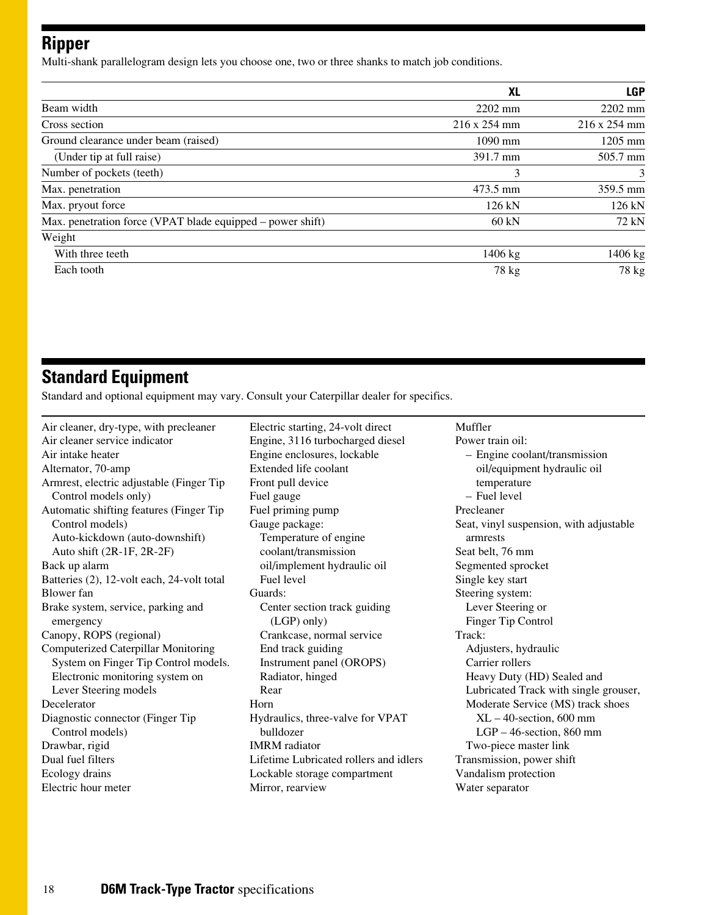## Ripper

Multi-shank parallelogram design lets you choose one, two or three shanks to match job conditions.

| | XL | LGP |
|---|---|---|
| Beam width | 2202 mm | 2202 mm |
| Cross section | 216 x 254 mm | 216 x 254 mm |
| Ground clearance under beam (raised) | 1090 mm | 1205 mm |
| (Under tip at full raise) | 391.7 mm | 505.7 mm |
| Number of pockets (teeth) | 3 | 3 |
| Max. penetration | 473.5 mm | 359.5 mm |
| Max. pryout force | 126 kN | 126 kN |
| Max. penetration force (VPAT blade equipped – power shift) | 60 kN | 72 kN |
| Weight | | |
| With three teeth | 1406 kg | 1406 kg |
| Each tooth | 78 kg | 78 kg |

## Standard Equipment

Standard and optional equipment may vary. Consult your Caterpillar dealer for specifics.

Air cleaner, dry-type, with precleaner
Air cleaner service indicator
Air intake heater
Alternator, 70-amp
Armrest, electric adjustable (Finger Tip Control models only)
Automatic shifting features (Finger Tip Control models)
- Auto-kickdown (auto-downshift)
- Auto shift (2R-1F, 2R-2F)

Back up alarm
Batteries (2), 12-volt each, 24-volt total
Blower fan
Brake system, service, parking and emergency
Canopy, ROPS (regional)
Computerized Caterpillar Monitoring System on Finger Tip Control models. Electronic monitoring system on Lever Steering models
Decelerator
Diagnostic connector (Finger Tip Control models)
Drawbar, rigid
Dual fuel filters
Ecology drains
Electric hour meter
Electric starting, 24-volt direct
Engine, 3116 turbocharged diesel
Engine enclosures, lockable
Extended life coolant
Front pull device
Fuel gauge
Fuel priming pump
Gauge package:
- Temperature of engine coolant/transmission oil/implement hydraulic oil
- Fuel level

Guards:
- Center section track guiding (LGP) only)
- Crankcase, normal service
- End track guiding
- Instrument panel (OROPS)
- Radiator, hinged
- Rear

Horn
Hydraulics, three-valve for VPAT bulldozer
IMRM radiator
Lifetime Lubricated rollers and idlers
Lockable storage compartment
Mirror, rearview
Muffler
Power train oil:
- Engine coolant/transmission oil/equipment hydraulic oil temperature
- Fuel level

Precleaner
Seat, vinyl suspension, with adjustable armrests
Seat belt, 76 mm
Segmented sprocket
Single key start
Steering system:
- Lever Steering or Finger Tip Control

Track:
- Adjusters, hydraulic
- Carrier rollers
- Heavy Duty (HD) Sealed and Lubricated Track with single grouser, Moderate Service (MS) track shoes
  - XL – 40-section, 600 mm
  - LGP – 46-section, 860 mm
- Two-piece master link

Transmission, power shift
Vandalism protection
Water separator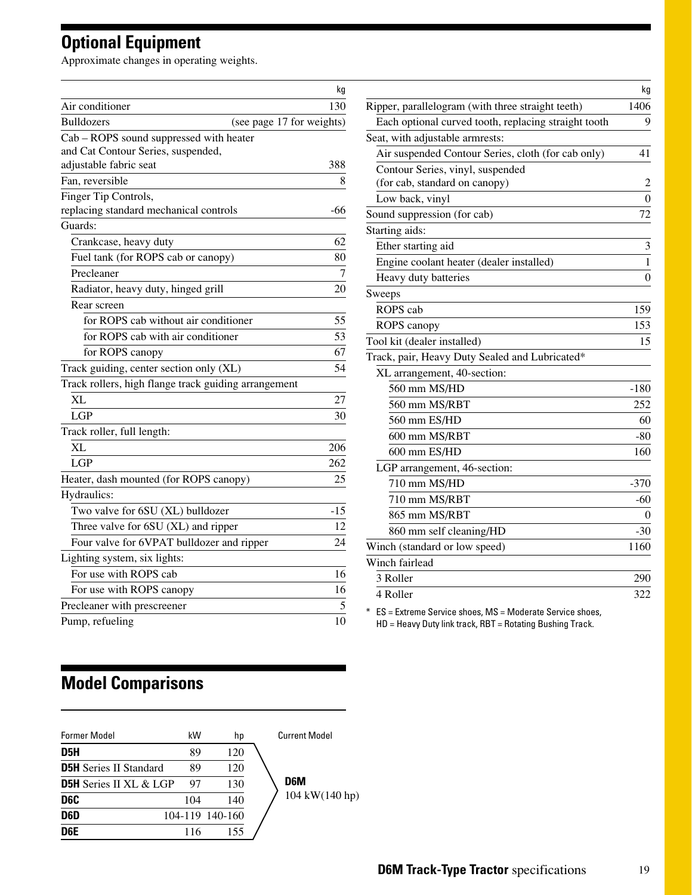## Optional Equipment

Approximate changes in operating weights.

| | kg |
|---|---|
| Air conditioner | 130 |
| Bulldozers | (see page 17 for weights) |
| Cab – ROPS sound suppressed with heater and Cat Contour Series, suspended, adjustable fabric seat | 388 |
| Fan, reversible | 8 |
| Finger Tip Controls, replacing standard mechanical controls | -66 |
| Guards: | |
| Crankcase, heavy duty | 62 |
| Fuel tank (for ROPS cab or canopy) | 80 |
| Precleaner | 7 |
| Radiator, heavy duty, hinged grill | 20 |
| Rear screen | |
| for ROPS cab without air conditioner | 55 |
| for ROPS cab with air conditioner | 53 |
| for ROPS canopy | 67 |
| Track guiding, center section only (XL) | 54 |
| Track rollers, high flange track guiding arrangement | |
| XL | 27 |
| LGP | 30 |
| Track roller, full length: | |
| XL | 206 |
| LGP | 262 |
| Heater, dash mounted (for ROPS canopy) | 25 |
| Hydraulics: | |
| Two valve for 6SU (XL) bulldozer | -15 |
| Three valve for 6SU (XL) and ripper | 12 |
| Four valve for 6VPAT bulldozer and ripper | 24 |
| Lighting system, six lights: | |
| For use with ROPS cab | 16 |
| For use with ROPS canopy | 16 |
| Precleaner with prescreener | 5 |
| Pump, refueling | 10 |

| | kg |
|---|---|
| Ripper, parallelogram (with three straight teeth) | 1406 |
| Each optional curved tooth, replacing straight tooth | 9 |
| Seat, with adjustable armrests: | |
| Air suspended Contour Series, cloth (for cab only) | 41 |
| Contour Series, vinyl, suspended (for cab, standard on canopy) | 2 |
| Low back, vinyl | 0 |
| Sound suppression (for cab) | 72 |
| Starting aids: | |
| Ether starting aid | 3 |
| Engine coolant heater (dealer installed) | 1 |
| Heavy duty batteries | 0 |
| Sweeps | |
| ROPS cab | 159 |
| ROPS canopy | 153 |
| Tool kit (dealer installed) | 15 |
| Track, pair, Heavy Duty Sealed and Lubricated* | |
| XL arrangement, 40-section: | |
| 560 mm MS/HD | -180 |
| 560 mm MS/RBT | 252 |
| 560 mm ES/HD | 60 |
| 600 mm MS/RBT | -80 |
| 600 mm ES/HD | 160 |
| LGP arrangement, 46-section: | |
| 710 mm MS/HD | -370 |
| 710 mm MS/RBT | -60 |
| 865 mm MS/RBT | 0 |
| 860 mm self cleaning/HD | -30 |
| Winch (standard or low speed) | 1160 |
| Winch fairlead | |
| 3 Roller | 290 |
| 4 Roller | 322 |

\* ES = Extreme Service shoes, MS = Moderate Service shoes, HD = Heavy Duty link track, RBT = Rotating Bushing Track.

## Model Comparisons

| Former Model | kW | hp | Current Model |
|---|---|---|---|
| **D5H** | 89 | 120 | |
| **D5H** Series II Standard | 89 | 120 | |
| **D5H** Series II XL & LGP | 97 | 130 | **D6M** 104 kW(140 hp) |
| **D6C** | 104 | 140 | |
| **D6D** | 104-119 | 140-160 | |
| **D6E** | 116 | 155 | |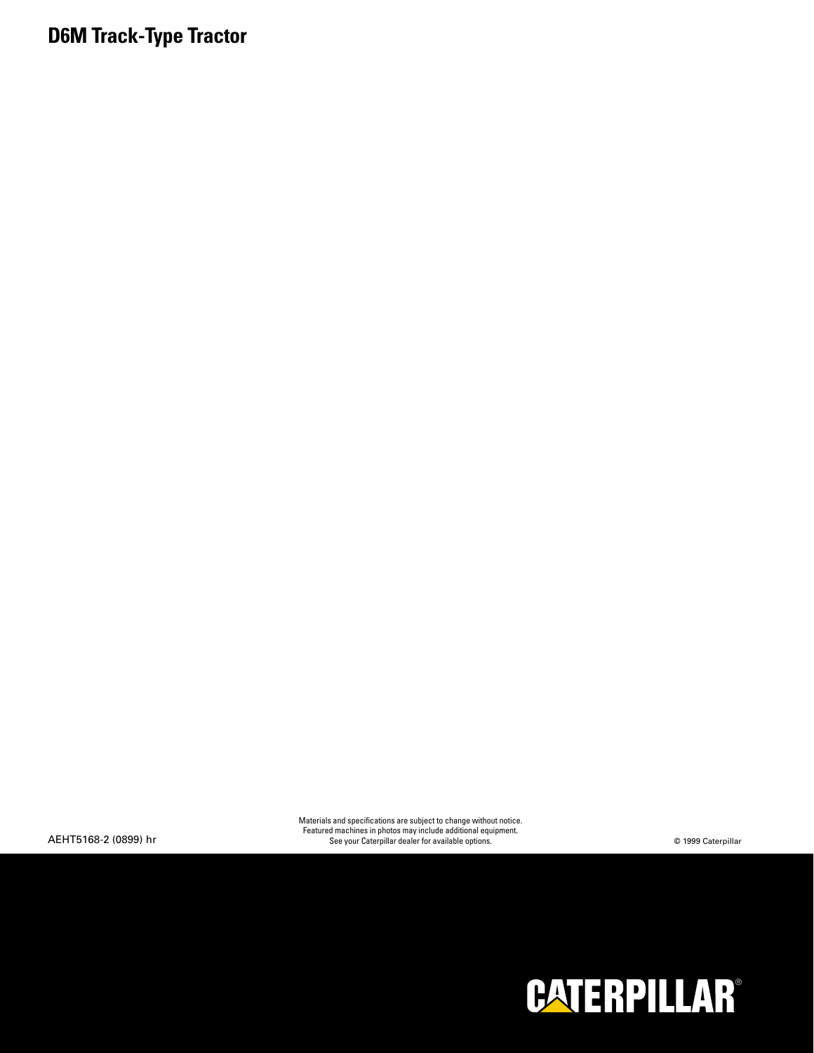# D6M Track-Type Tractor

AEHT5168-2 (0899) hr

Materials and specifications are subject to change without notice.
Featured machines in photos may include additional equipment.
See your Caterpillar dealer for available options.

© 1999 Caterpillar

CATERPILLAR®